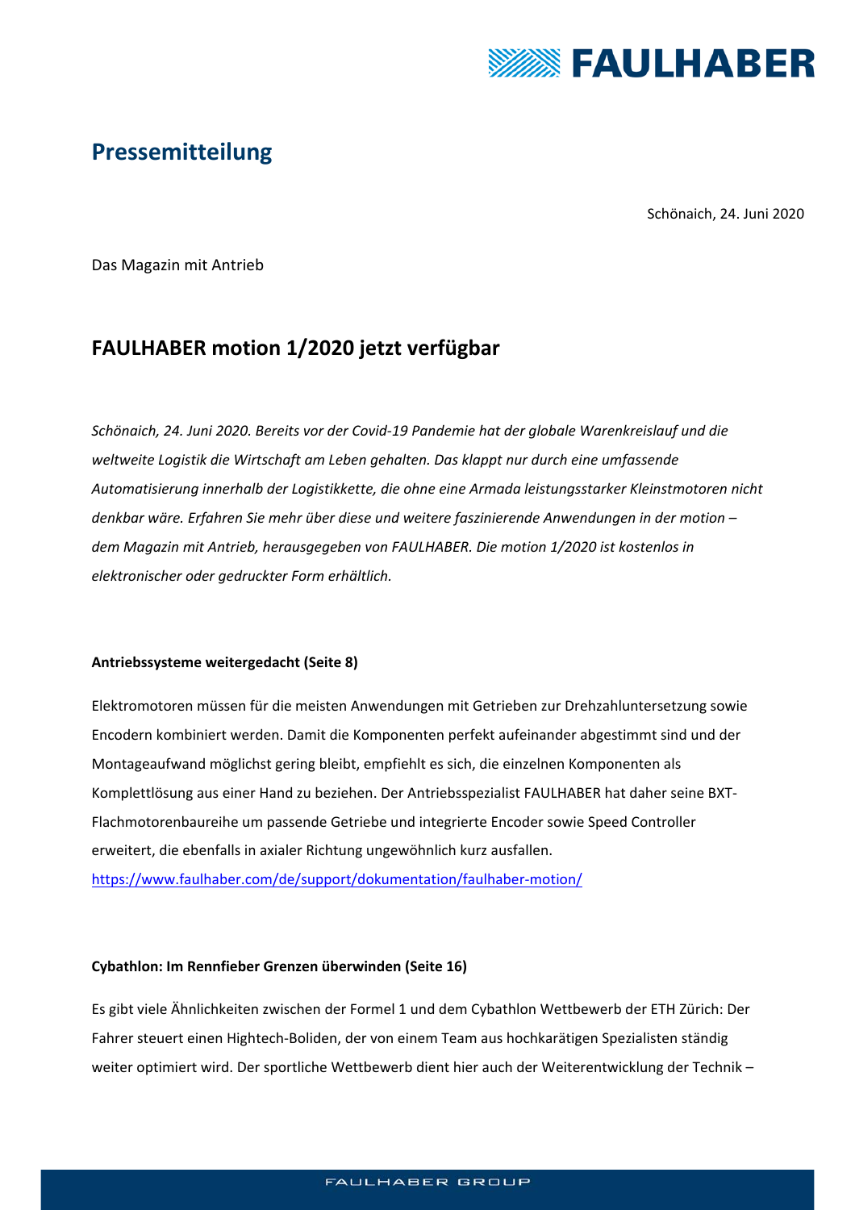# Pressemitteilung

Schönaich, 24. Juni 2020

Das Magazin mit Antrieb

## FAULHABER motion 1/2020 jetzt verfügbar

*Schönaich, 24. Juni 2020. Bereits vor der Covid-19 Pandemie hat der globale Warenkreislauf und die weltweite Logistik die Wirtschaft am Leben gehalten. Das klappt nur durch eine umfassende Automatisierung innerhalb der Logistikkette, die ohne eine Armada leistungsstarker Kleinstmotoren nicht denkbar wäre. Erfahren Sie mehr über diese und weitere faszinierende Anwendungen in der motion – dem Magazin mit Antrieb, herausgegeben von FAULHABER. Die motion 1/2020 ist kostenlos in elektronischer oder gedruckter Form erhältlich.*

**Antriebssysteme weitergedacht (Seite 8)**

Elektromotoren müssen für die meisten Anwendungen mit Getrieben zur Drehzahluntersetzung sowie Encodern kombiniert werden. Damit die Komponenten perfekt aufeinander abgestimmt sind und der Montageaufwand möglichst gering bleibt, empfiehlt es sich, die einzelnen Komponenten als Komplettlösung aus einer Hand zu beziehen. Der Antriebsspezialist FAULHABER hat daher seine BXT-Flachmotorenbaureihe um passende Getriebe und integrierte Encoder sowie Speed Controller erweitert, die ebenfalls in axialer Richtung ungewöhnlich kurz ausfallen.
https://www.faulhaber.com/de/support/dokumentation/faulhaber-motion/

**Cybathlon: Im Rennfieber Grenzen überwinden (Seite 16)**

Es gibt viele Ähnlichkeiten zwischen der Formel 1 und dem Cybathlon Wettbewerb der ETH Zürich: Der Fahrer steuert einen Hightech-Boliden, der von einem Team aus hochkarätigen Spezialisten ständig weiter optimiert wird. Der sportliche Wettbewerb dient hier auch der Weiterentwicklung der Technik –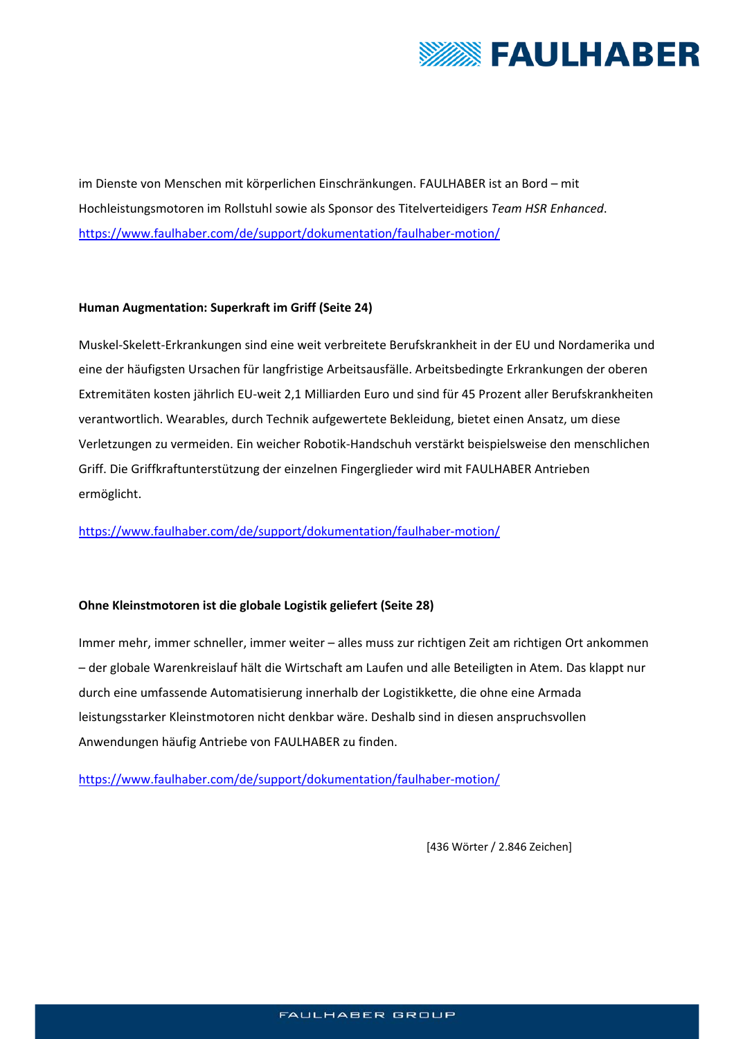im Dienste von Menschen mit körperlichen Einschränkungen. FAULHABER ist an Bord – mit Hochleistungsmotoren im Rollstuhl sowie als Sponsor des Titelverteidigers *Team HSR Enhanced*.
https://www.faulhaber.com/de/support/dokumentation/faulhaber-motion/

**Human Augmentation: Superkraft im Griff (Seite 24)**

Muskel-Skelett-Erkrankungen sind eine weit verbreitete Berufskrankheit in der EU und Nordamerika und eine der häufigsten Ursachen für langfristige Arbeitsausfälle. Arbeitsbedingte Erkrankungen der oberen Extremitäten kosten jährlich EU-weit 2,1 Milliarden Euro und sind für 45 Prozent aller Berufskrankheiten verantwortlich. Wearables, durch Technik aufgewertete Bekleidung, bietet einen Ansatz, um diese Verletzungen zu vermeiden. Ein weicher Robotik-Handschuh verstärkt beispielsweise den menschlichen Griff. Die Griffkraftunterstützung der einzelnen Fingerglieder wird mit FAULHABER Antrieben ermöglicht.

https://www.faulhaber.com/de/support/dokumentation/faulhaber-motion/

**Ohne Kleinstmotoren ist die globale Logistik geliefert (Seite 28)**

Immer mehr, immer schneller, immer weiter – alles muss zur richtigen Zeit am richtigen Ort ankommen – der globale Warenkreislauf hält die Wirtschaft am Laufen und alle Beteiligten in Atem. Das klappt nur durch eine umfassende Automatisierung innerhalb der Logistikkette, die ohne eine Armada leistungsstarker Kleinstmotoren nicht denkbar wäre. Deshalb sind in diesen anspruchsvollen Anwendungen häufig Antriebe von FAULHABER zu finden.

https://www.faulhaber.com/de/support/dokumentation/faulhaber-motion/

[436 Wörter / 2.846 Zeichen]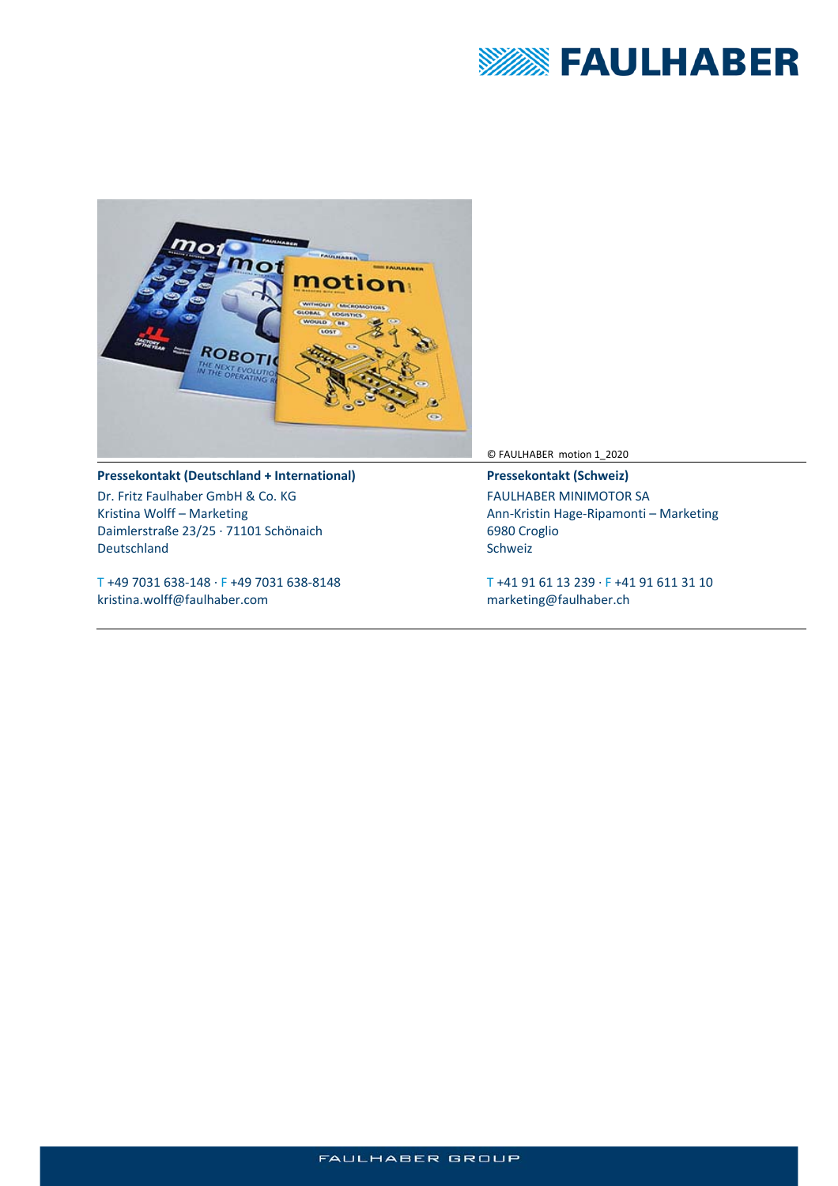© FAULHABER motion 1_2020

**Pressekontakt (Deutschland + International)**

Dr. Fritz Faulhaber GmbH & Co. KG
Kristina Wolff – Marketing
Daimlerstraße 23/25 · 71101 Schönaich
Deutschland

T +49 7031 638-148 · F +49 7031 638-8148
kristina.wolff@faulhaber.com

**Pressekontakt (Schweiz)**

FAULHABER MINIMOTOR SA
Ann-Kristin Hage-Ripamonti – Marketing
6980 Croglio
Schweiz

T +41 91 61 13 239 · F +41 91 611 31 10
marketing@faulhaber.ch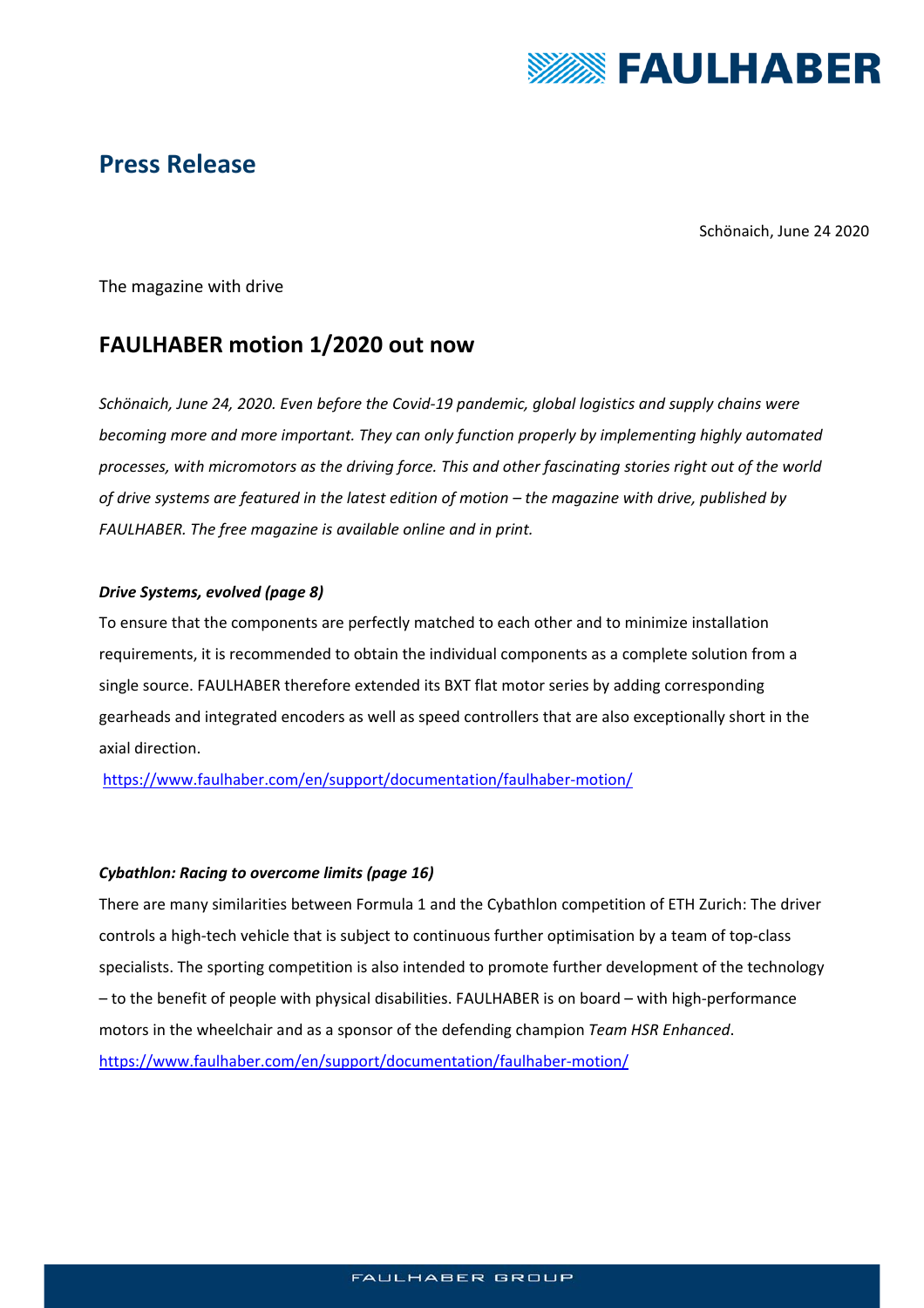# Press Release

Schönaich, June 24 2020

The magazine with drive

## FAULHABER motion 1/2020 out now

*Schönaich, June 24, 2020. Even before the Covid-19 pandemic, global logistics and supply chains were becoming more and more important. They can only function properly by implementing highly automated processes, with micromotors as the driving force. This and other fascinating stories right out of the world of drive systems are featured in the latest edition of motion – the magazine with drive, published by FAULHABER. The free magazine is available online and in print.*

***Drive Systems, evolved (page 8)***

To ensure that the components are perfectly matched to each other and to minimize installation requirements, it is recommended to obtain the individual components as a complete solution from a single source. FAULHABER therefore extended its BXT flat motor series by adding corresponding gearheads and integrated encoders as well as speed controllers that are also exceptionally short in the axial direction.

https://www.faulhaber.com/en/support/documentation/faulhaber-motion/

***Cybathlon: Racing to overcome limits (page 16)***

There are many similarities between Formula 1 and the Cybathlon competition of ETH Zurich: The driver controls a high-tech vehicle that is subject to continuous further optimisation by a team of top-class specialists. The sporting competition is also intended to promote further development of the technology – to the benefit of people with physical disabilities. FAULHABER is on board – with high-performance motors in the wheelchair and as a sponsor of the defending champion *Team HSR Enhanced*.

https://www.faulhaber.com/en/support/documentation/faulhaber-motion/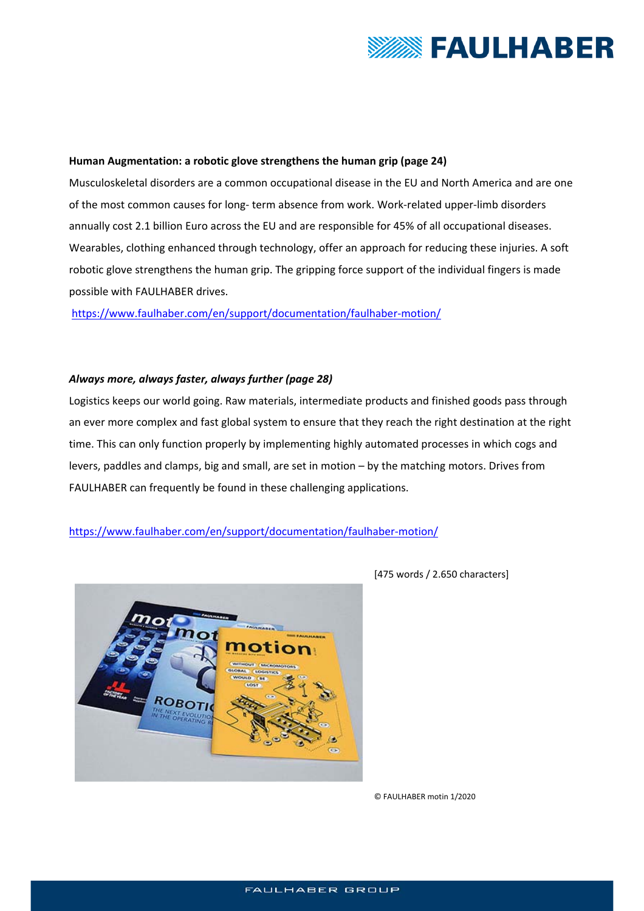**Human Augmentation: a robotic glove strengthens the human grip (page 24)**

Musculoskeletal disorders are a common occupational disease in the EU and North America and are one of the most common causes for long- term absence from work. Work-related upper-limb disorders annually cost 2.1 billion Euro across the EU and are responsible for 45% of all occupational diseases. Wearables, clothing enhanced through technology, offer an approach for reducing these injuries. A soft robotic glove strengthens the human grip. The gripping force support of the individual fingers is made possible with FAULHABER drives.

https://www.faulhaber.com/en/support/documentation/faulhaber-motion/

***Always more, always faster, always further (page 28)***

Logistics keeps our world going. Raw materials, intermediate products and finished goods pass through an ever more complex and fast global system to ensure that they reach the right destination at the right time. This can only function properly by implementing highly automated processes in which cogs and levers, paddles and clamps, big and small, are set in motion – by the matching motors. Drives from FAULHABER can frequently be found in these challenging applications.

https://www.faulhaber.com/en/support/documentation/faulhaber-motion/

[475 words / 2.650 characters]

© FAULHABER motin 1/2020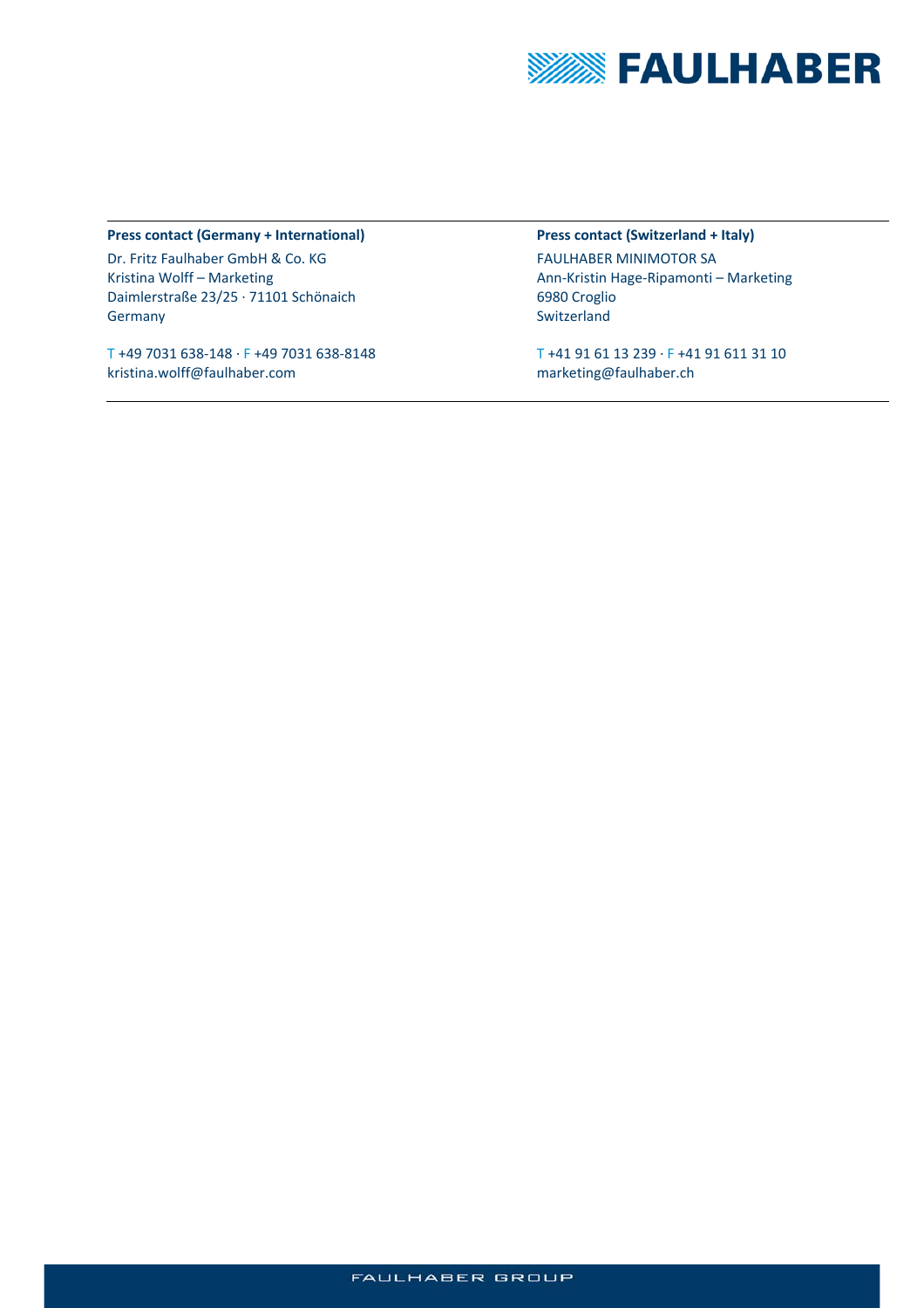**Press contact (Germany + International)**

Dr. Fritz Faulhaber GmbH & Co. KG
Kristina Wolff – Marketing
Daimlerstraße 23/25 · 71101 Schönaich
Germany

T +49 7031 638-148 · F +49 7031 638-8148
kristina.wolff@faulhaber.com

**Press contact (Switzerland + Italy)**

FAULHABER MINIMOTOR SA
Ann-Kristin Hage-Ripamonti – Marketing
6980 Croglio
Switzerland

T +41 91 61 13 239 · F +41 91 611 31 10
marketing@faulhaber.ch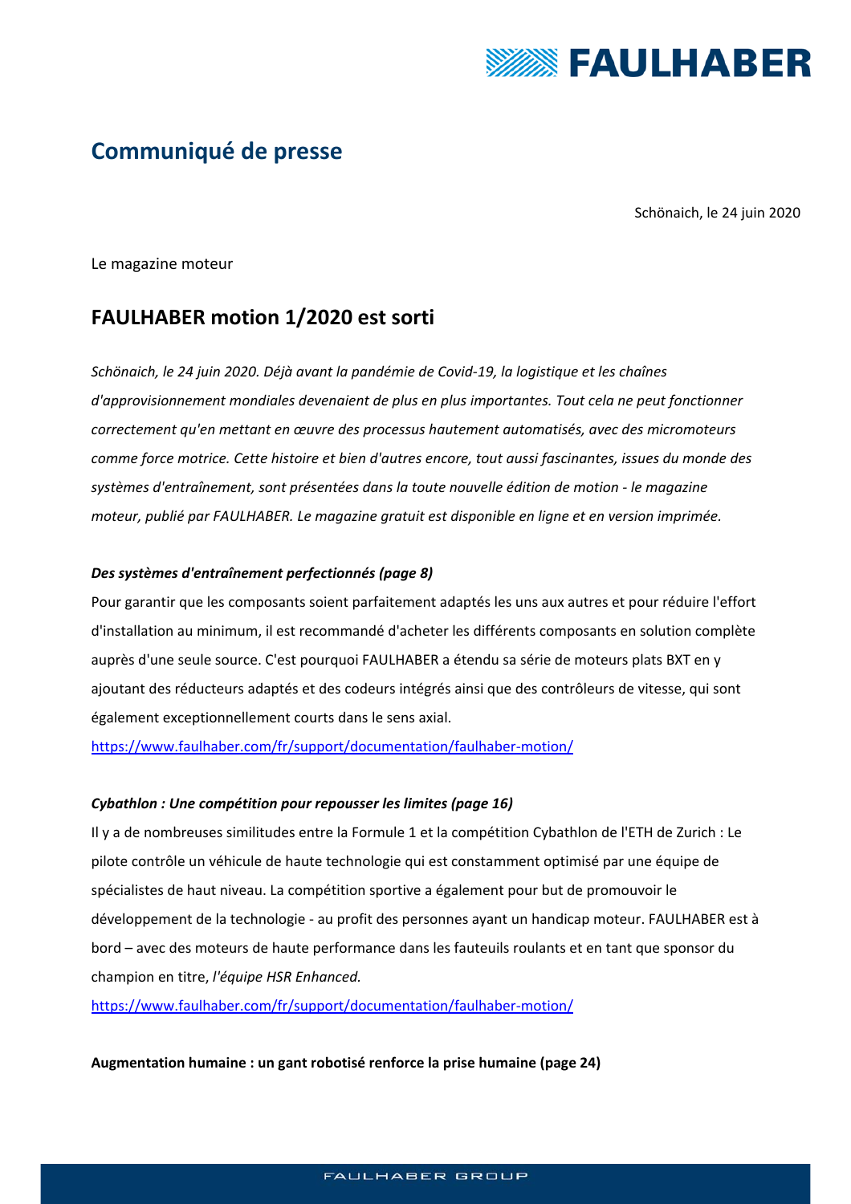# Communiqué de presse

Schönaich, le 24 juin 2020

Le magazine moteur

## FAULHABER motion 1/2020 est sorti

*Schönaich, le 24 juin 2020. Déjà avant la pandémie de Covid-19, la logistique et les chaînes d'approvisionnement mondiales devenaient de plus en plus importantes. Tout cela ne peut fonctionner correctement qu'en mettant en œuvre des processus hautement automatisés, avec des micromoteurs comme force motrice. Cette histoire et bien d'autres encore, tout aussi fascinantes, issues du monde des systèmes d'entraînement, sont présentées dans la toute nouvelle édition de motion - le magazine moteur, publié par FAULHABER. Le magazine gratuit est disponible en ligne et en version imprimée.*

***Des systèmes d'entraînement perfectionnés (page 8)***

Pour garantir que les composants soient parfaitement adaptés les uns aux autres et pour réduire l'effort d'installation au minimum, il est recommandé d'acheter les différents composants en solution complète auprès d'une seule source. C'est pourquoi FAULHABER a étendu sa série de moteurs plats BXT en y ajoutant des réducteurs adaptés et des codeurs intégrés ainsi que des contrôleurs de vitesse, qui sont également exceptionnellement courts dans le sens axial.

https://www.faulhaber.com/fr/support/documentation/faulhaber-motion/

***Cybathlon : Une compétition pour repousser les limites (page 16)***

Il y a de nombreuses similitudes entre la Formule 1 et la compétition Cybathlon de l'ETH de Zurich : Le pilote contrôle un véhicule de haute technologie qui est constamment optimisé par une équipe de spécialistes de haut niveau. La compétition sportive a également pour but de promouvoir le développement de la technologie - au profit des personnes ayant un handicap moteur. FAULHABER est à bord – avec des moteurs de haute performance dans les fauteuils roulants et en tant que sponsor du champion en titre, *l'équipe HSR Enhanced.*

https://www.faulhaber.com/fr/support/documentation/faulhaber-motion/

**Augmentation humaine : un gant robotisé renforce la prise humaine (page 24)**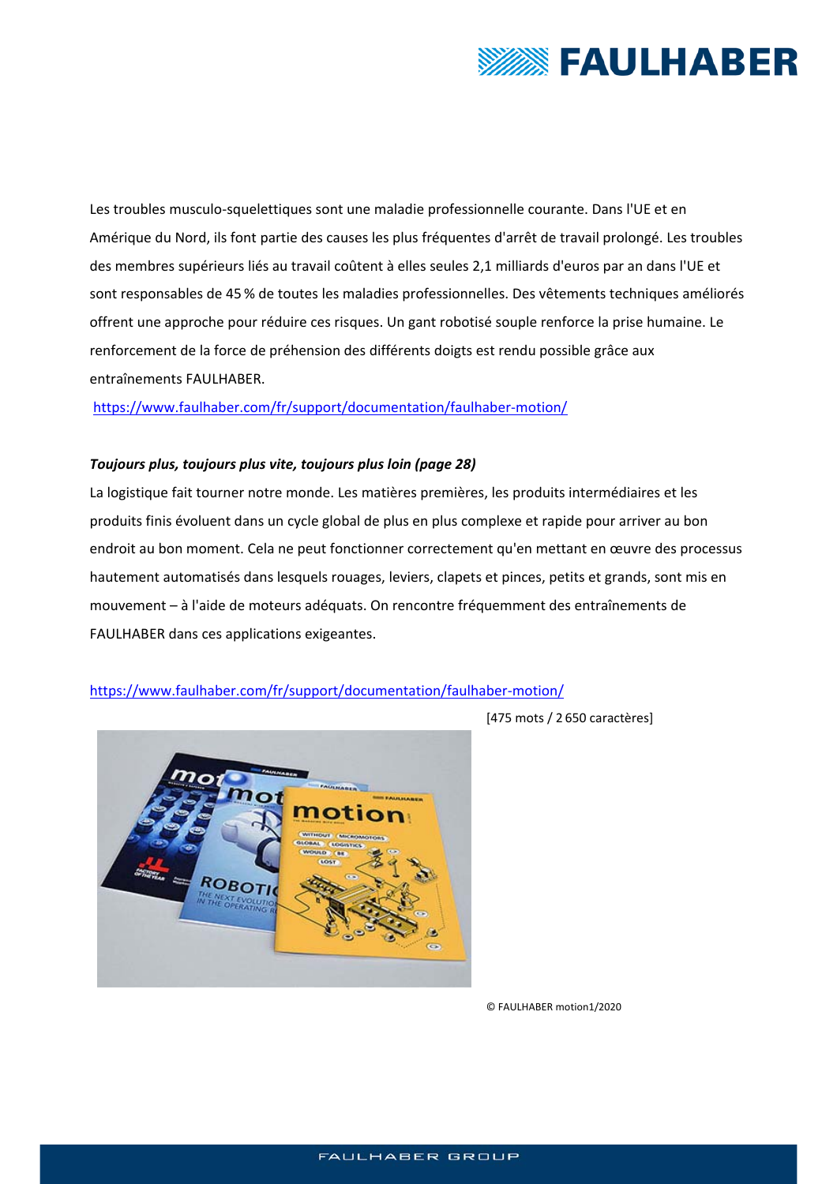Les troubles musculo-squelettiques sont une maladie professionnelle courante. Dans l'UE et en Amérique du Nord, ils font partie des causes les plus fréquentes d'arrêt de travail prolongé. Les troubles des membres supérieurs liés au travail coûtent à elles seules 2,1 milliards d'euros par an dans l'UE et sont responsables de 45 % de toutes les maladies professionnelles. Des vêtements techniques améliorés offrent une approche pour réduire ces risques. Un gant robotisé souple renforce la prise humaine. Le renforcement de la force de préhension des différents doigts est rendu possible grâce aux entraînements FAULHABER.

https://www.faulhaber.com/fr/support/documentation/faulhaber-motion/

***Toujours plus, toujours plus vite, toujours plus loin (page 28)***

La logistique fait tourner notre monde. Les matières premières, les produits intermédiaires et les produits finis évoluent dans un cycle global de plus en plus complexe et rapide pour arriver au bon endroit au bon moment. Cela ne peut fonctionner correctement qu'en mettant en œuvre des processus hautement automatisés dans lesquels rouages, leviers, clapets et pinces, petits et grands, sont mis en mouvement – à l'aide de moteurs adéquats. On rencontre fréquemment des entraînements de FAULHABER dans ces applications exigeantes.

https://www.faulhaber.com/fr/support/documentation/faulhaber-motion/

[475 mots / 2 650 caractères]

© FAULHABER motion1/2020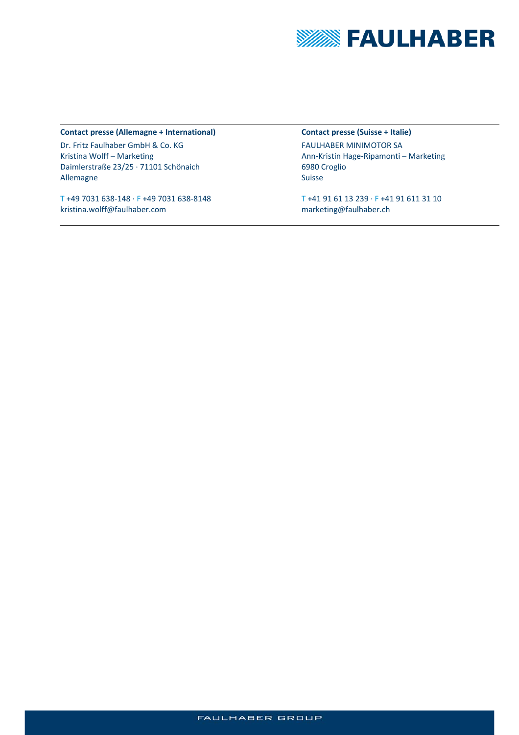**Contact presse (Allemagne + International)**

Dr. Fritz Faulhaber GmbH & Co. KG
Kristina Wolff – Marketing
Daimlerstraße 23/25 · 71101 Schönaich
Allemagne

T +49 7031 638-148 · F +49 7031 638-8148
kristina.wolff@faulhaber.com

**Contact presse (Suisse + Italie)**

FAULHABER MINIMOTOR SA
Ann-Kristin Hage-Ripamonti – Marketing
6980 Croglio
Suisse

T +41 91 61 13 239 · F +41 91 611 31 10
marketing@faulhaber.ch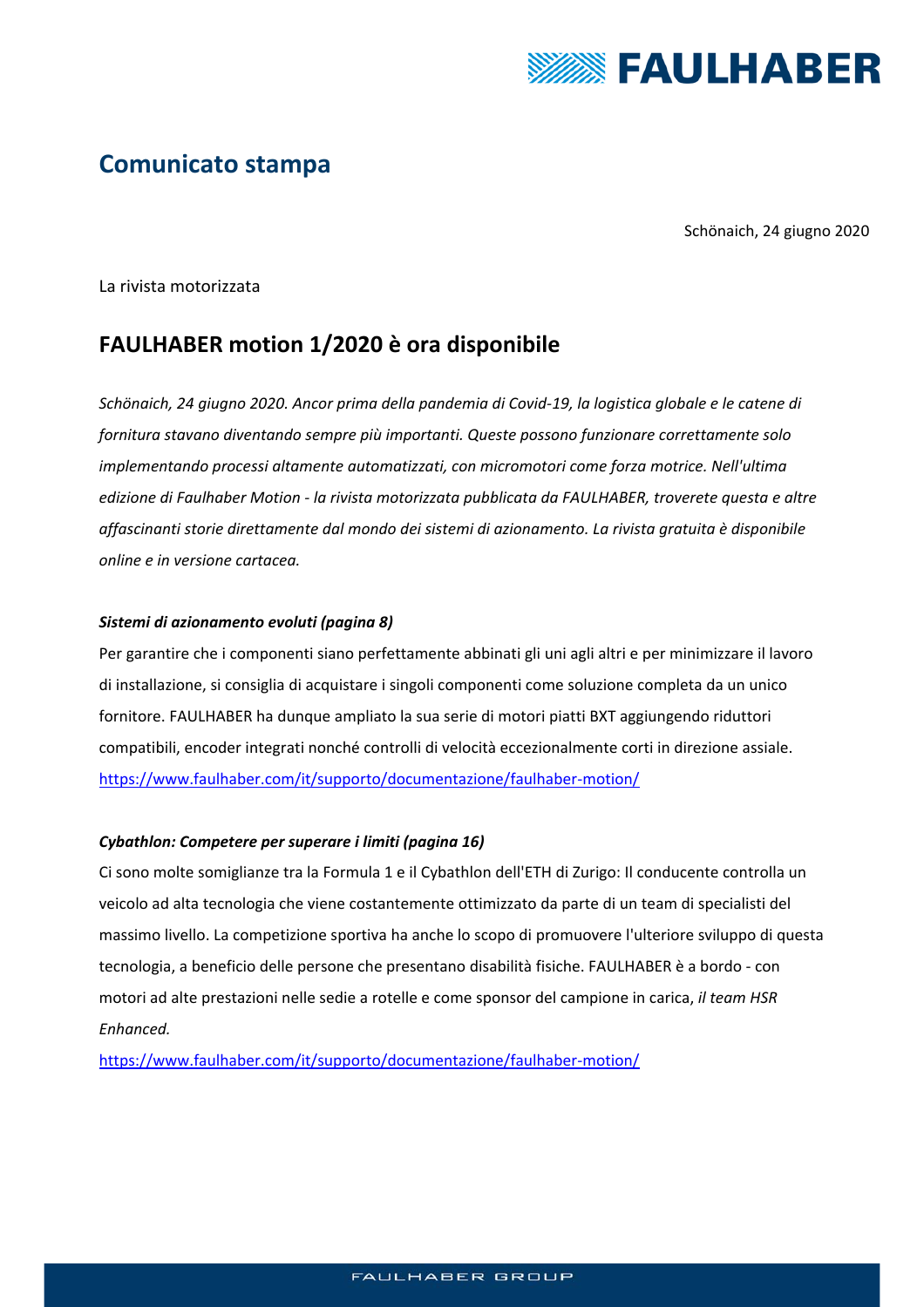## Comunicato stampa

Schönaich, 24 giugno 2020

La rivista motorizzata

# FAULHABER motion 1/2020 è ora disponibile

*Schönaich, 24 giugno 2020. Ancor prima della pandemia di Covid-19, la logistica globale e le catene di fornitura stavano diventando sempre più importanti. Queste possono funzionare correttamente solo implementando processi altamente automatizzati, con micromotori come forza motrice. Nell'ultima edizione di Faulhaber Motion - la rivista motorizzata pubblicata da FAULHABER, troverete questa e altre affascinanti storie direttamente dal mondo dei sistemi di azionamento. La rivista gratuita è disponibile online e in versione cartacea.*

***Sistemi di azionamento evoluti (pagina 8)***

Per garantire che i componenti siano perfettamente abbinati gli uni agli altri e per minimizzare il lavoro di installazione, si consiglia di acquistare i singoli componenti come soluzione completa da un unico fornitore. FAULHABER ha dunque ampliato la sua serie di motori piatti BXT aggiungendo riduttori compatibili, encoder integrati nonché controlli di velocità eccezionalmente corti in direzione assiale.

https://www.faulhaber.com/it/supporto/documentazione/faulhaber-motion/

***Cybathlon: Competere per superare i limiti (pagina 16)***

Ci sono molte somiglianze tra la Formula 1 e il Cybathlon dell'ETH di Zurigo: Il conducente controlla un veicolo ad alta tecnologia che viene costantemente ottimizzato da parte di un team di specialisti del massimo livello. La competizione sportiva ha anche lo scopo di promuovere l'ulteriore sviluppo di questa tecnologia, a beneficio delle persone che presentano disabilità fisiche. FAULHABER è a bordo - con motori ad alte prestazioni nelle sedie a rotelle e come sponsor del campione in carica, *il team HSR Enhanced.*

https://www.faulhaber.com/it/supporto/documentazione/faulhaber-motion/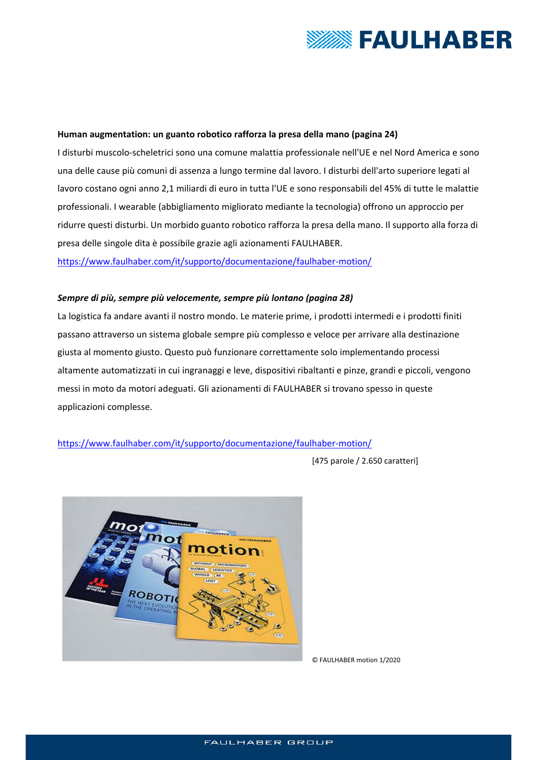**Human augmentation: un guanto robotico rafforza la presa della mano (pagina 24)**

I disturbi muscolo-scheletrici sono una comune malattia professionale nell'UE e nel Nord America e sono una delle cause più comuni di assenza a lungo termine dal lavoro. I disturbi dell'arto superiore legati al lavoro costano ogni anno 2,1 miliardi di euro in tutta l'UE e sono responsabili del 45% di tutte le malattie professionali. I wearable (abbigliamento migliorato mediante la tecnologia) offrono un approccio per ridurre questi disturbi. Un morbido guanto robotico rafforza la presa della mano. Il supporto alla forza di presa delle singole dita è possibile grazie agli azionamenti FAULHABER.

https://www.faulhaber.com/it/supporto/documentazione/faulhaber-motion/

***Sempre di più, sempre più velocemente, sempre più lontano (pagina 28)***

La logistica fa andare avanti il nostro mondo. Le materie prime, i prodotti intermedi e i prodotti finiti passano attraverso un sistema globale sempre più complesso e veloce per arrivare alla destinazione giusta al momento giusto. Questo può funzionare correttamente solo implementando processi altamente automatizzati in cui ingranaggi e leve, dispositivi ribaltanti e pinze, grandi e piccoli, vengono messi in moto da motori adeguati. Gli azionamenti di FAULHABER si trovano spesso in queste applicazioni complesse.

https://www.faulhaber.com/it/supporto/documentazione/faulhaber-motion/

[475 parole / 2.650 caratteri]

© FAULHABER motion 1/2020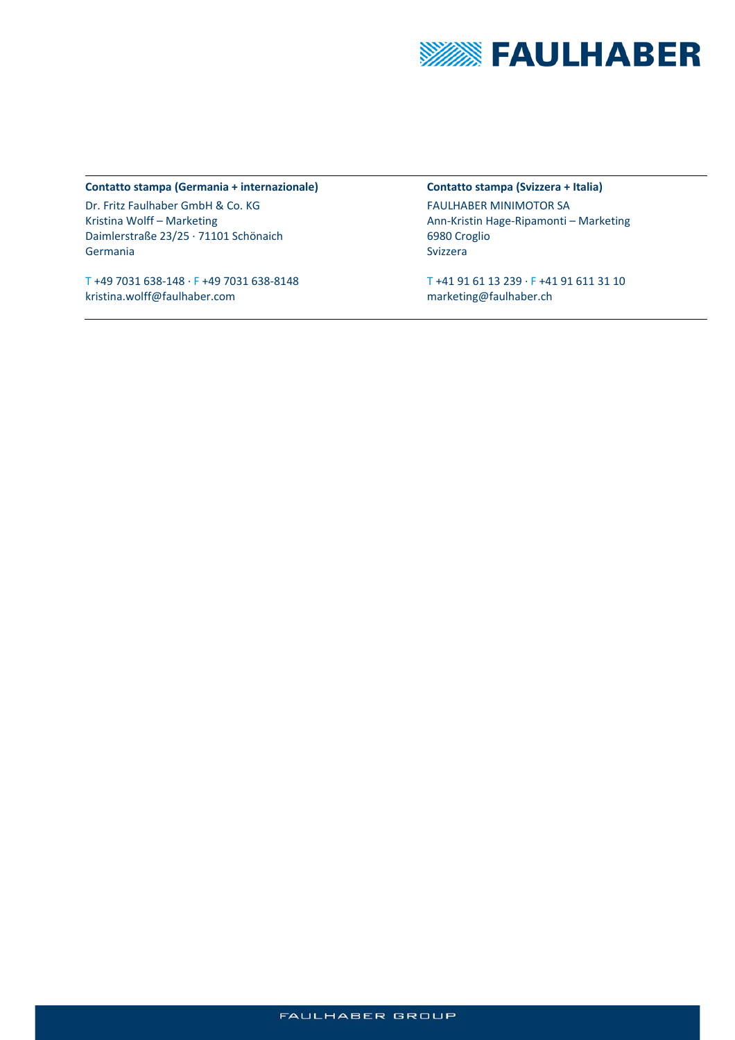**Contatto stampa (Germania + internazionale)**

Dr. Fritz Faulhaber GmbH & Co. KG
Kristina Wolff – Marketing
Daimlerstraße 23/25 · 71101 Schönaich
Germania

T +49 7031 638-148 · F +49 7031 638-8148
kristina.wolff@faulhaber.com

**Contatto stampa (Svizzera + Italia)**

FAULHABER MINIMOTOR SA
Ann-Kristin Hage-Ripamonti – Marketing
6980 Croglio
Svizzera

T +41 91 61 13 239 · F +41 91 611 31 10
marketing@faulhaber.ch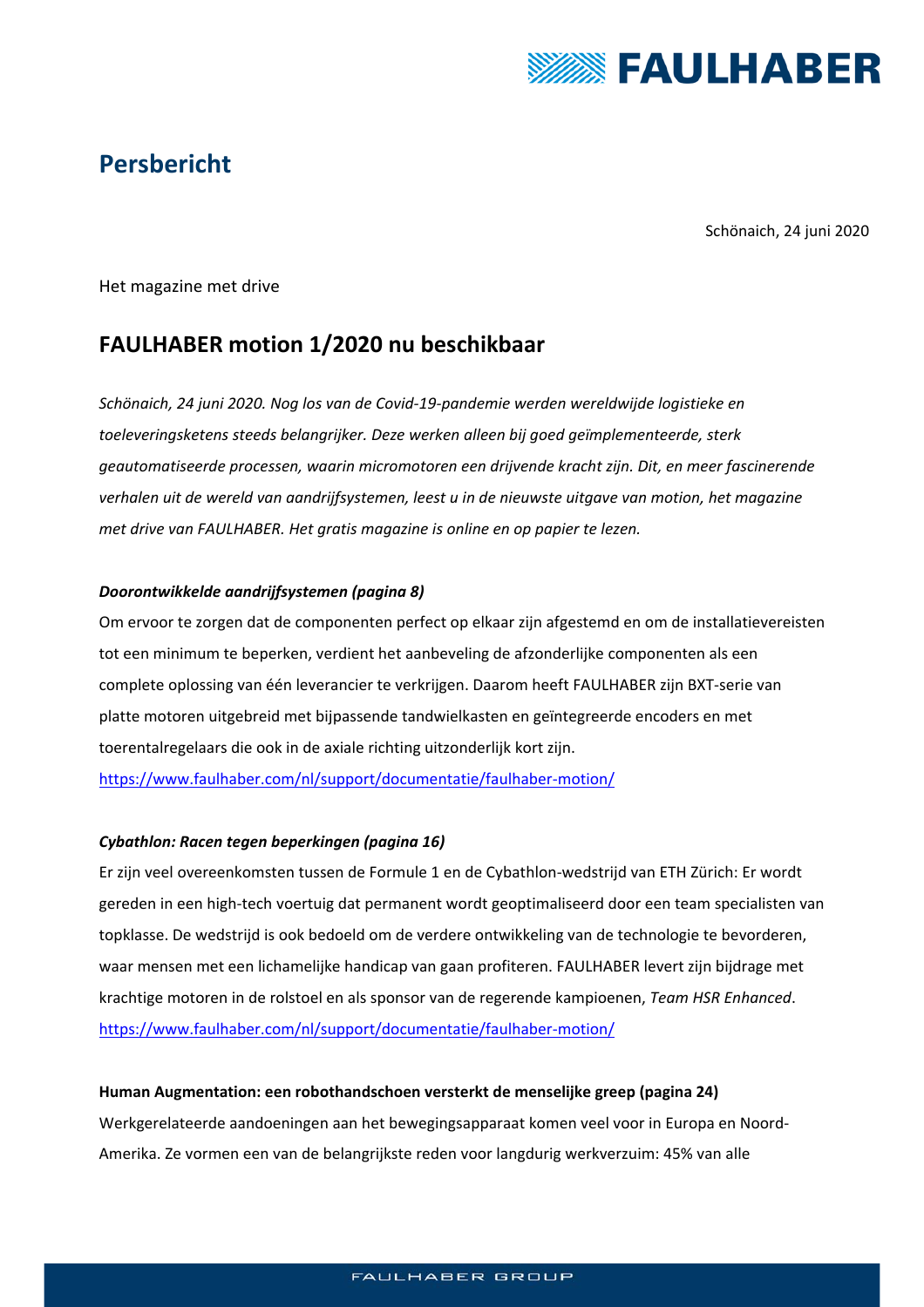# Persbericht

Schönaich, 24 juni 2020

Het magazine met drive

## FAULHABER motion 1/2020 nu beschikbaar

*Schönaich, 24 juni 2020. Nog los van de Covid-19-pandemie werden wereldwijde logistieke en toeleveringsketens steeds belangrijker. Deze werken alleen bij goed geïmplementeerde, sterk geautomatiseerde processen, waarin micromotoren een drijvende kracht zijn. Dit, en meer fascinerende verhalen uit de wereld van aandrijfsystemen, leest u in de nieuwste uitgave van motion, het magazine met drive van FAULHABER. Het gratis magazine is online en op papier te lezen.*

***Doorontwikkelde aandrijfsystemen (pagina 8)***

Om ervoor te zorgen dat de componenten perfect op elkaar zijn afgestemd en om de installatievereisten tot een minimum te beperken, verdient het aanbeveling de afzonderlijke componenten als een complete oplossing van één leverancier te verkrijgen. Daarom heeft FAULHABER zijn BXT-serie van platte motoren uitgebreid met bijpassende tandwielkasten en geïntegreerde encoders en met toerentalregelaars die ook in de axiale richting uitzonderlijk kort zijn.

https://www.faulhaber.com/nl/support/documentatie/faulhaber-motion/

***Cybathlon: Racen tegen beperkingen (pagina 16)***

Er zijn veel overeenkomsten tussen de Formule 1 en de Cybathlon-wedstrijd van ETH Zürich: Er wordt gereden in een high-tech voertuig dat permanent wordt geoptimaliseerd door een team specialisten van topklasse. De wedstrijd is ook bedoeld om de verdere ontwikkeling van de technologie te bevorderen, waar mensen met een lichamelijke handicap van gaan profiteren. FAULHABER levert zijn bijdrage met krachtige motoren in de rolstoel en als sponsor van de regerende kampioenen, *Team HSR Enhanced*.

https://www.faulhaber.com/nl/support/documentatie/faulhaber-motion/

**Human Augmentation: een robothandschoen versterkt de menselijke greep (pagina 24)**

Werkgerelateerde aandoeningen aan het bewegingsapparaat komen veel voor in Europa en Noord-Amerika. Ze vormen een van de belangrijkste reden voor langdurig werkverzuim: 45% van alle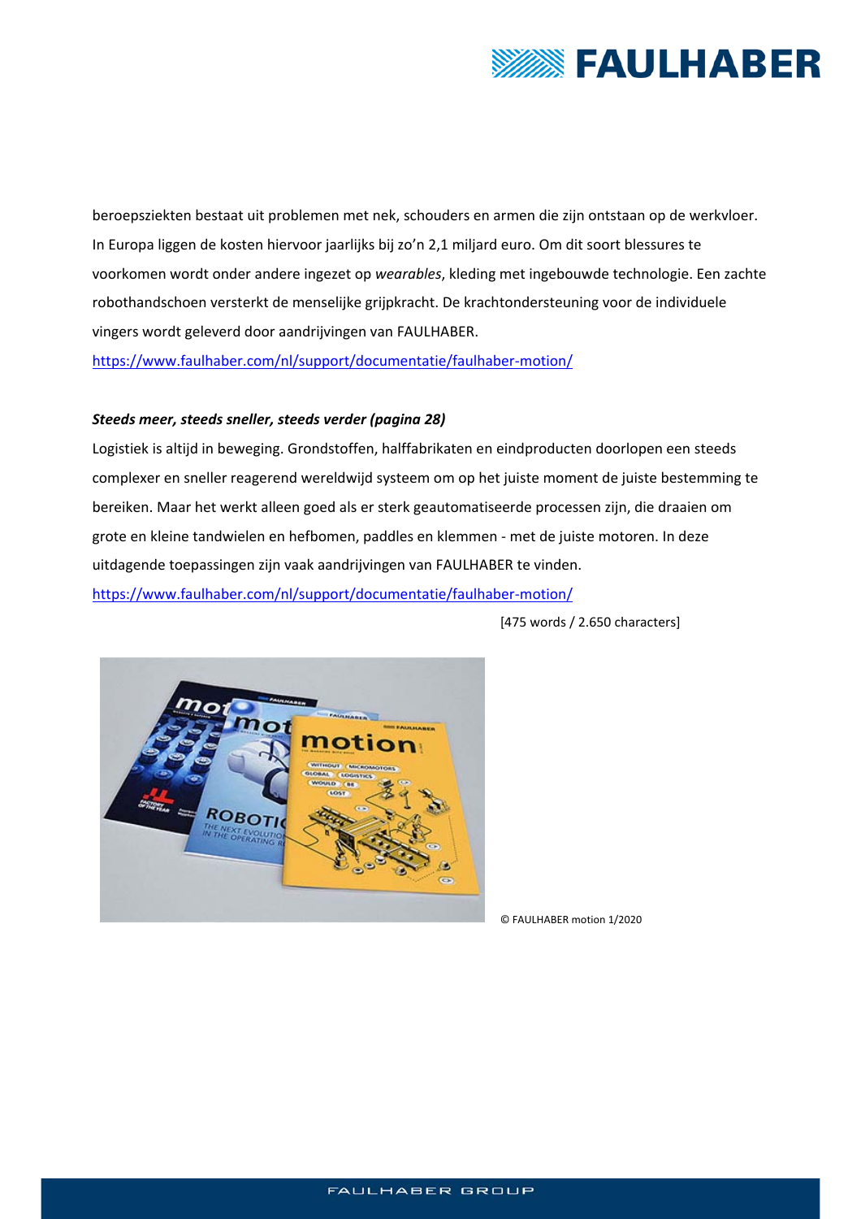beroepsziekten bestaat uit problemen met nek, schouders en armen die zijn ontstaan op de werkvloer. In Europa liggen de kosten hiervoor jaarlijks bij zo'n 2,1 miljard euro. Om dit soort blessures te voorkomen wordt onder andere ingezet op *wearables*, kleding met ingebouwde technologie. Een zachte robothandschoen versterkt de menselijke grijpkracht. De krachtondersteuning voor de individuele vingers wordt geleverd door aandrijvingen van FAULHABER.
https://www.faulhaber.com/nl/support/documentatie/faulhaber-motion/

***Steeds meer, steeds sneller, steeds verder (pagina 28)***

Logistiek is altijd in beweging. Grondstoffen, halffabrikaten en eindproducten doorlopen een steeds complexer en sneller reagerend wereldwijd systeem om op het juiste moment de juiste bestemming te bereiken. Maar het werkt alleen goed als er sterk geautomatiseerde processen zijn, die draaien om grote en kleine tandwielen en hefbomen, paddles en klemmen - met de juiste motoren. In deze uitdagende toepassingen zijn vaak aandrijvingen van FAULHABER te vinden.
https://www.faulhaber.com/nl/support/documentatie/faulhaber-motion/

[475 words / 2.650 characters]

© FAULHABER motion 1/2020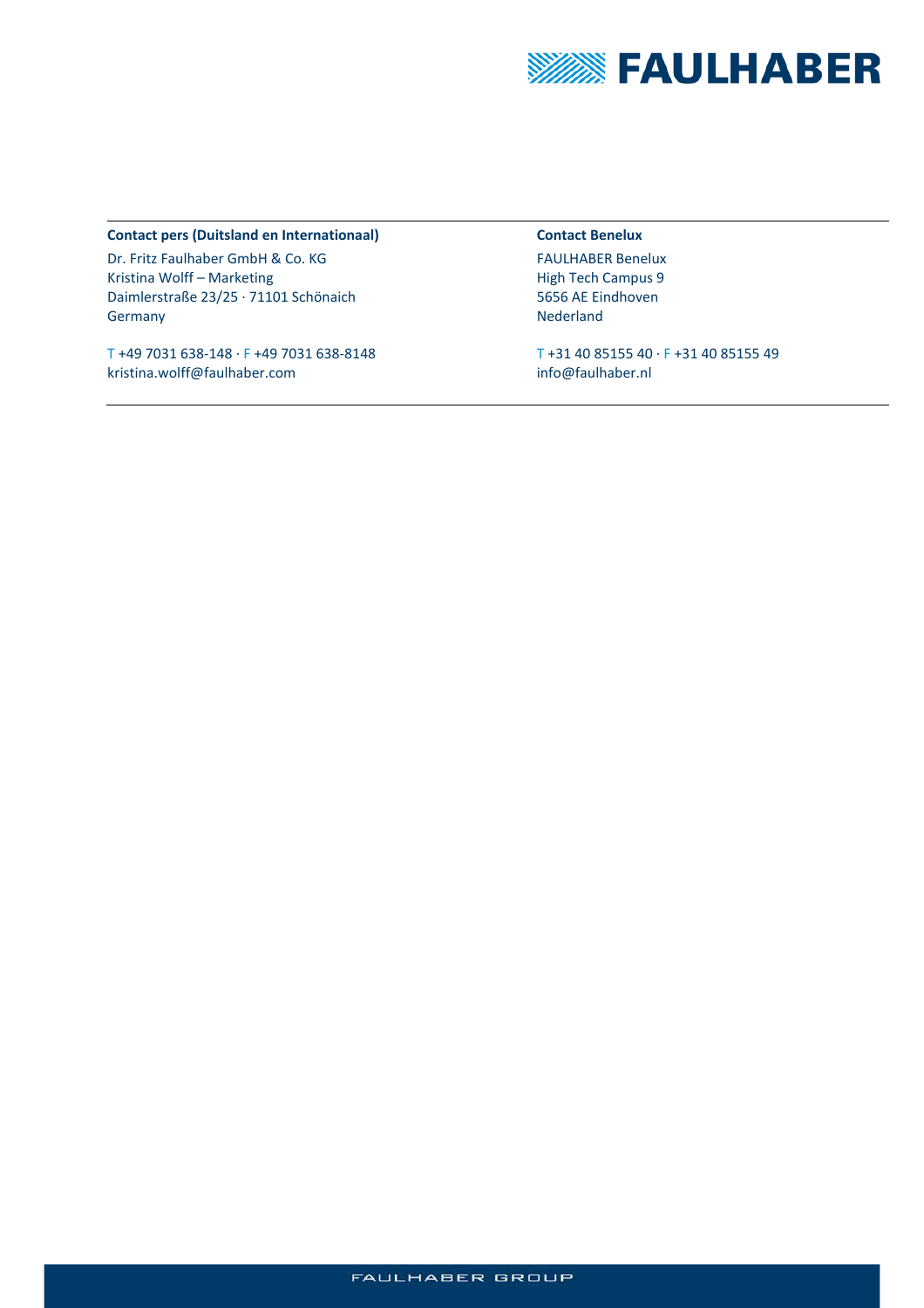**Contact pers (Duitsland en Internationaal)**

Dr. Fritz Faulhaber GmbH & Co. KG
Kristina Wolff – Marketing
Daimlerstraße 23/25 · 71101 Schönaich
Germany

T +49 7031 638-148 · F +49 7031 638-8148
kristina.wolff@faulhaber.com

**Contact Benelux**

FAULHABER Benelux
High Tech Campus 9
5656 AE Eindhoven
Nederland

T +31 40 85155 40 · F +31 40 85155 49
info@faulhaber.nl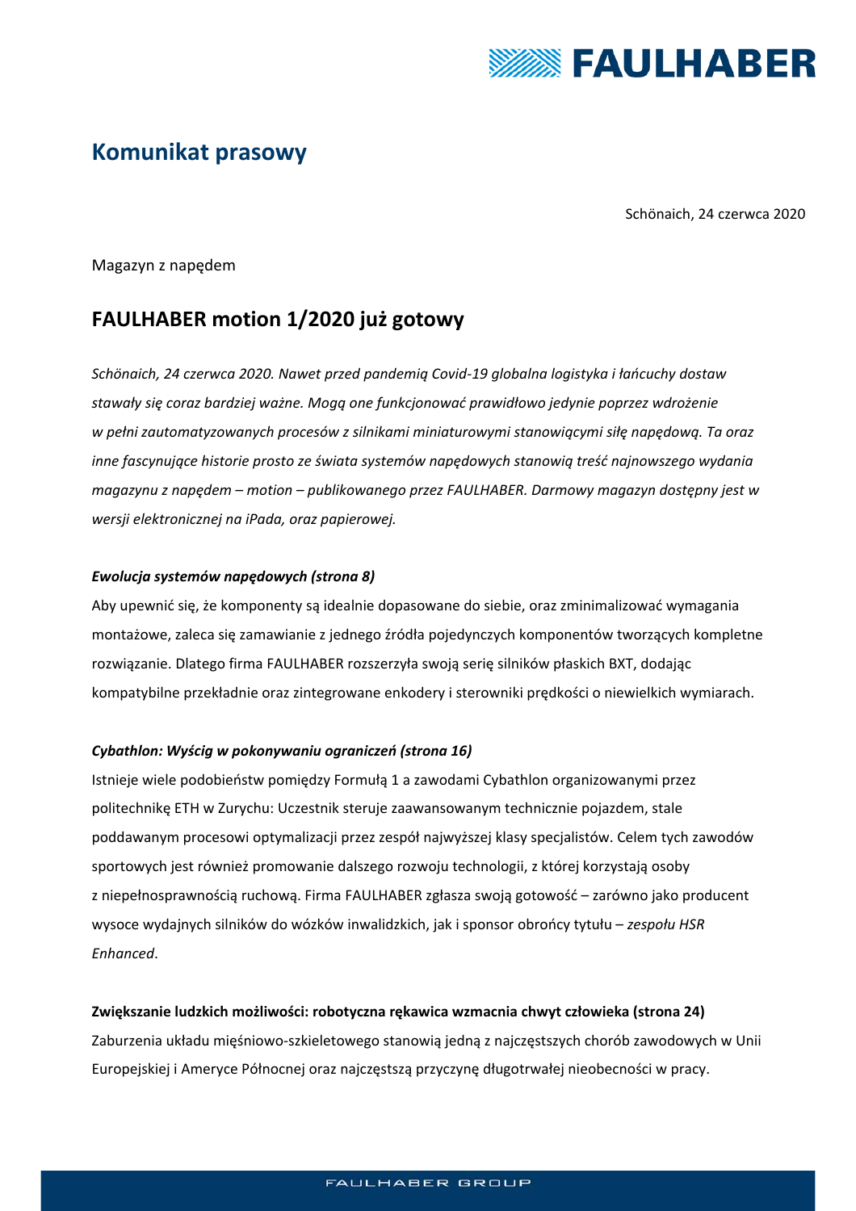# Komunikat prasowy

Schönaich, 24 czerwca 2020

Magazyn z napędem

## FAULHABER motion 1/2020 już gotowy

*Schönaich, 24 czerwca 2020. Nawet przed pandemią Covid-19 globalna logistyka i łańcuchy dostaw stawały się coraz bardziej ważne. Mogą one funkcjonować prawidłowo jedynie poprzez wdrożenie w pełni zautomatyzowanych procesów z silnikami miniaturowymi stanowiącymi siłę napędową. Ta oraz inne fascynujące historie prosto ze świata systemów napędowych stanowią treść najnowszego wydania magazynu z napędem – motion – publikowanego przez FAULHABER. Darmowy magazyn dostępny jest w wersji elektronicznej na iPada, oraz papierowej.*

***Ewolucja systemów napędowych (strona 8)***

Aby upewnić się, że komponenty są idealnie dopasowane do siebie, oraz zminimalizować wymagania montażowe, zaleca się zamawianie z jednego źródła pojedynczych komponentów tworzących kompletne rozwiązanie. Dlatego firma FAULHABER rozszerzyła swoją serię silników płaskich BXT, dodając kompatybilne przekładnie oraz zintegrowane enkodery i sterowniki prędkości o niewielkich wymiarach.

***Cybathlon: Wyścig w pokonywaniu ograniczeń (strona 16)***

Istnieje wiele podobieństw pomiędzy Formułą 1 a zawodami Cybathlon organizowanymi przez politechnikę ETH w Zurychu: Uczestnik steruje zaawansowanym technicznie pojazdem, stale poddawanym procesowi optymalizacji przez zespół najwyższej klasy specjalistów. Celem tych zawodów sportowych jest również promowanie dalszego rozwoju technologii, z której korzystają osoby z niepełnosprawnością ruchową. Firma FAULHABER zgłasza swoją gotowość – zarówno jako producent wysoce wydajnych silników do wózków inwalidzkich, jak i sponsor obrońcy tytułu – *zespołu HSR Enhanced*.

**Zwiększanie ludzkich możliwości: robotyczna rękawica wzmacnia chwyt człowieka (strona 24)**

Zaburzenia układu mięśniowo-szkieletowego stanowią jedną z najczęstszych chorób zawodowych w Unii Europejskiej i Ameryce Północnej oraz najczęstszą przyczynę długotrwałej nieobecności w pracy.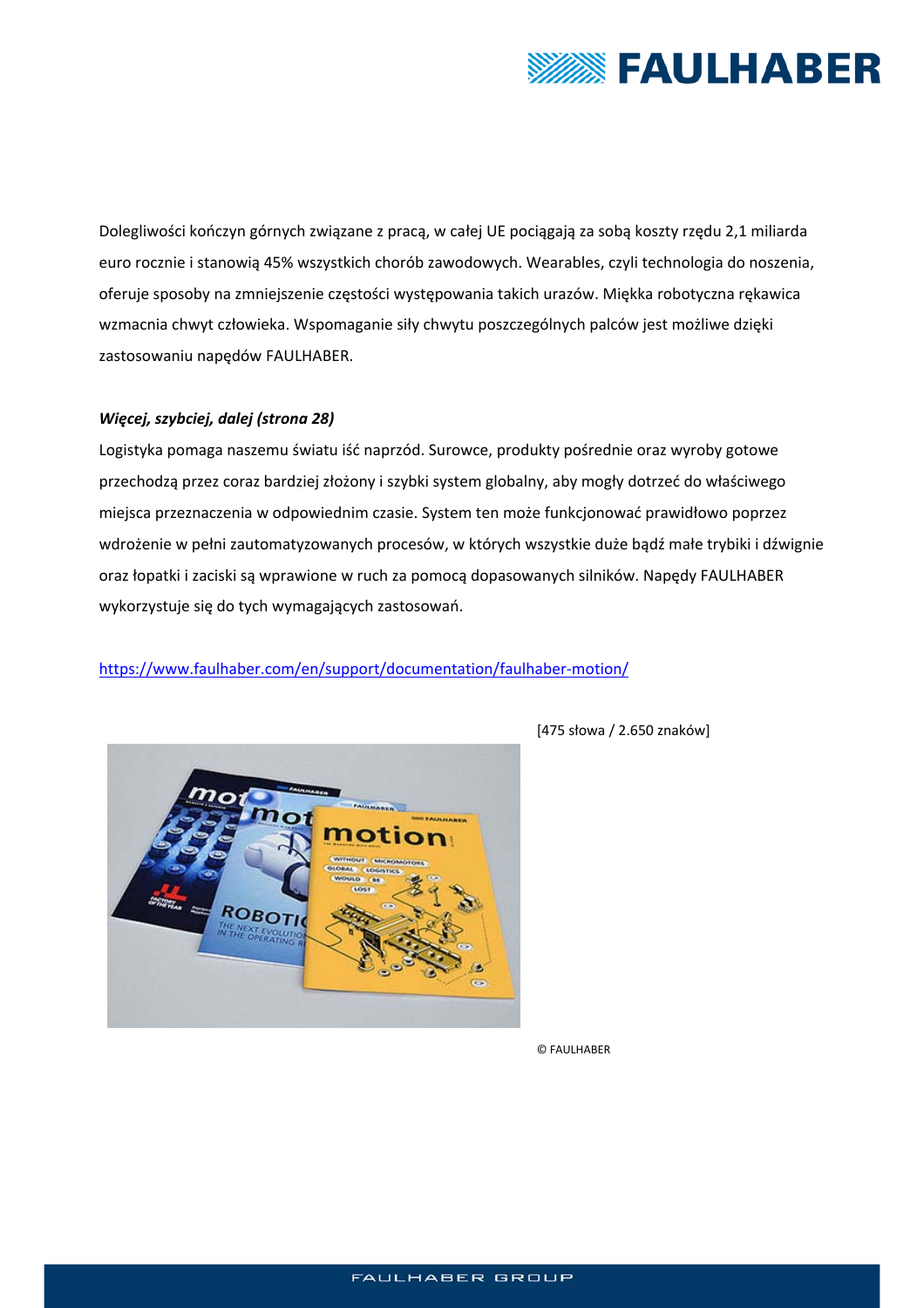Dolegliwości kończyn górnych związane z pracą, w całej UE pociągają za sobą koszty rzędu 2,1 miliarda euro rocznie i stanowią 45% wszystkich chorób zawodowych. Wearables, czyli technologia do noszenia, oferuje sposoby na zmniejszenie częstości występowania takich urazów. Miękka robotyczna rękawica wzmacnia chwyt człowieka. Wspomaganie siły chwytu poszczególnych palców jest możliwe dzięki zastosowaniu napędów FAULHABER.

***Więcej, szybciej, dalej (strona 28)***

Logistyka pomaga naszemu światu iść naprzód. Surowce, produkty pośrednie oraz wyroby gotowe przechodzą przez coraz bardziej złożony i szybki system globalny, aby mogły dotrzeć do właściwego miejsca przeznaczenia w odpowiednim czasie. System ten może funkcjonować prawidłowo poprzez wdrożenie w pełni zautomatyzowanych procesów, w których wszystkie duże bądź małe trybiki i dźwignie oraz łopatki i zaciski są wprawione w ruch za pomocą dopasowanych silników. Napędy FAULHABER wykorzystuje się do tych wymagających zastosowań.

https://www.faulhaber.com/en/support/documentation/faulhaber-motion/

[475 słowa / 2.650 znaków]

© FAULHABER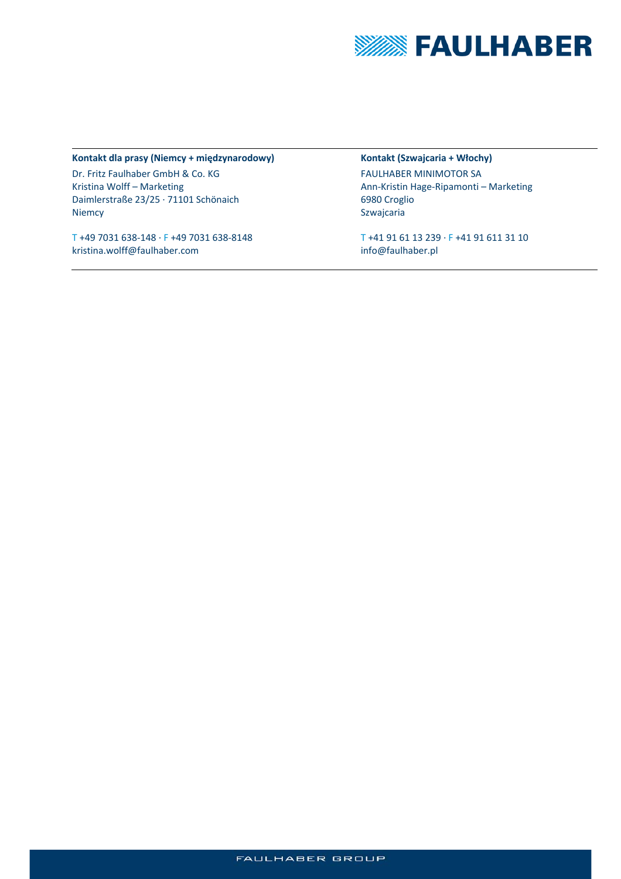**Kontakt dla prasy (Niemcy + międzynarodowy)**

Dr. Fritz Faulhaber GmbH & Co. KG
Kristina Wolff – Marketing
Daimlerstraße 23/25 · 71101 Schönaich
Niemcy

T +49 7031 638-148 · F +49 7031 638-8148
kristina.wolff@faulhaber.com

**Kontakt (Szwajcaria + Włochy)**

FAULHABER MINIMOTOR SA
Ann-Kristin Hage-Ripamonti – Marketing
6980 Croglio
Szwajcaria

T +41 91 61 13 239 · F +41 91 611 31 10
info@faulhaber.pl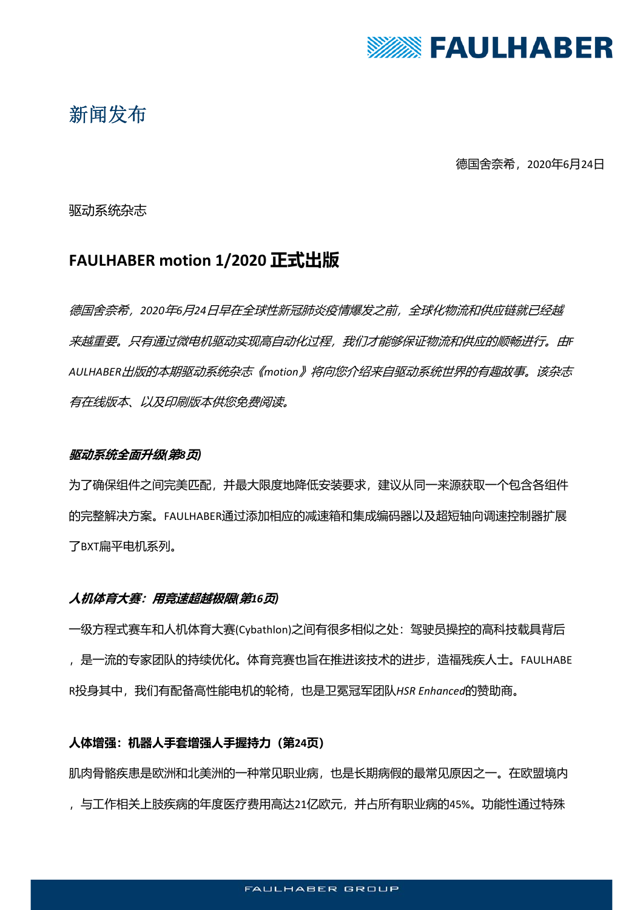# 新闻发布

德国舍奈希，2020年6月24日

驱动系统杂志

## FAULHABER motion 1/2020 正式出版

*德国舍奈希，2020年6月24日早在全球性新冠肺炎疫情爆发之前，全球化物流和供应链就已经越来越重要。只有通过微电机驱动实现高自动化过程，我们才能够保证物流和供应的顺畅进行。由FAULHABER出版的本期驱动系统杂志《motion》将向您介绍来自驱动系统世界的有趣故事。该杂志有在线版本、以及印刷版本供您免费阅读。*

***驱动系统全面升级(第8页)***

为了确保组件之间完美匹配，并最大限度地降低安装要求，建议从同一来源获取一个包含各组件的完整解决方案。FAULHABER通过添加相应的减速箱和集成编码器以及超短轴向调速控制器扩展了BXT扁平电机系列。

***人机体育大赛：用竞速超越极限(第16页)***

一级方程式赛车和人机体育大赛(Cybathlon)之间有很多相似之处：驾驶员操控的高科技载具背后，是一流的专家团队的持续优化。体育竞赛也旨在推进该技术的进步，造福残疾人士。FAULHABER投身其中，我们有配备高性能电机的轮椅，也是卫冕冠军团队*HSR Enhanced*的赞助商。

**人体增强：机器人手套增强人手握持力（第24页）**

肌肉骨骼疾患是欧洲和北美洲的一种常见职业病，也是长期病假的最常见原因之一。在欧盟境内，与工作相关上肢疾病的年度医疗费用高达21亿欧元，并占所有职业病的45%。功能性通过特殊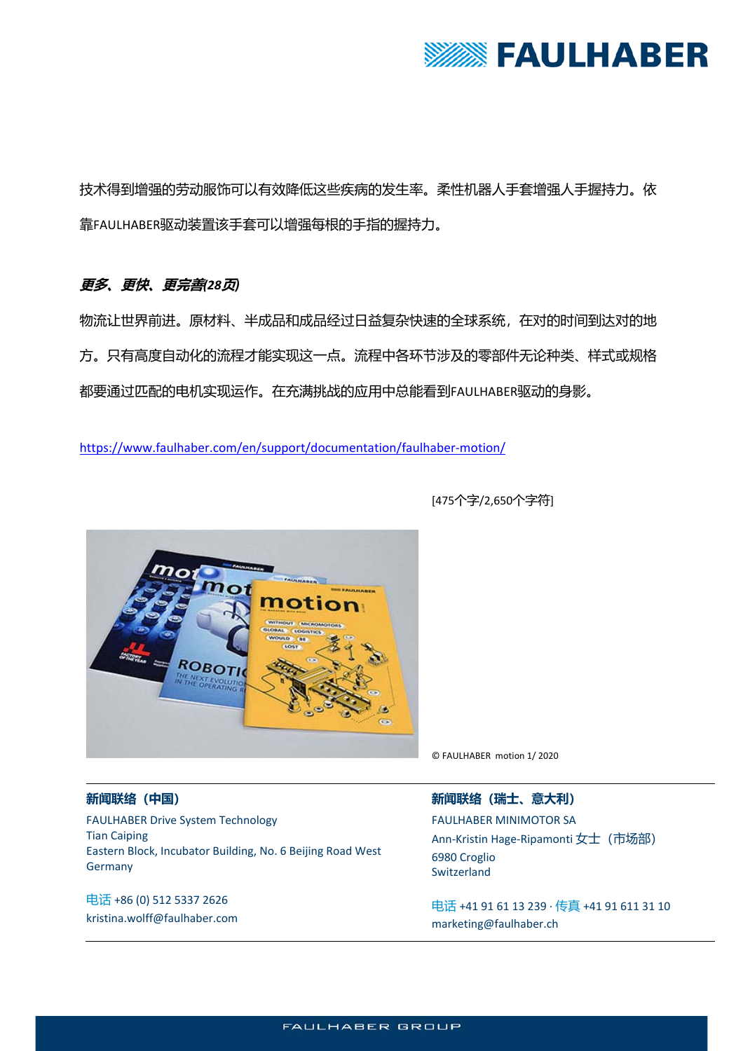技术得到增强的劳动服饰可以有效降低这些疾病的发生率。柔性机器人手套增强人手握持力。依靠FAULHABER驱动装置该手套可以增强每根的手指的握持力。

***更多、更快、更完善(28页)***

物流让世界前进。原材料、半成品和成品经过日益复杂快速的全球系统，在对的时间到达对的地方。只有高度自动化的流程才能实现这一点。流程中各环节涉及的零部件无论种类、样式或规格都要通过匹配的电机实现运作。在充满挑战的应用中总能看到FAULHABER驱动的身影。

https://www.faulhaber.com/en/support/documentation/faulhaber-motion/

[475个字/2,650个字符]

© FAULHABER motion 1/ 2020

**新闻联络（中国）**

FAULHABER Drive System Technology
Tian Caiping
Eastern Block, Incubator Building, No. 6 Beijing Road West
Germany

电话 +86 (0) 512 5337 2626
kristina.wolff@faulhaber.com

**新闻联络（瑞士、意大利）**

FAULHABER MINIMOTOR SA
Ann-Kristin Hage-Ripamonti 女士（市场部）
6980 Croglio
Switzerland

电话 +41 91 61 13 239 · 传真 +41 91 611 31 10
marketing@faulhaber.ch